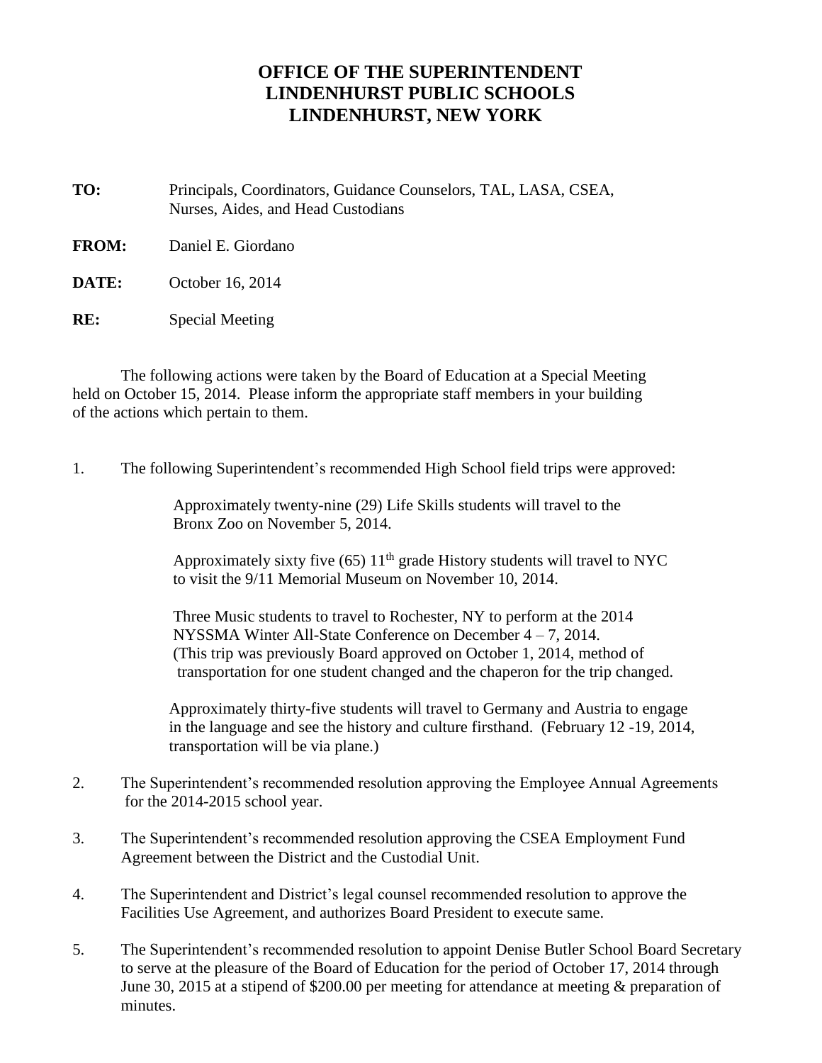# OFFICE OF THE SUPERINTENDENT
# LINDENHURST PUBLIC SCHOOLS
# LINDENHURST, NEW YORK

**TO:** Principals, Coordinators, Guidance Counselors, TAL, LASA, CSEA, Nurses, Aides, and Head Custodians

**FROM:** Daniel E. Giordano

**DATE:** October 16, 2014

**RE:** Special Meeting

The following actions were taken by the Board of Education at a Special Meeting held on October 15, 2014. Please inform the appropriate staff members in your building of the actions which pertain to them.

1. The following Superintendent's recommended High School field trips were approved:

   Approximately twenty-nine (29) Life Skills students will travel to the Bronx Zoo on November 5, 2014.

   Approximately sixty five (65) 11th grade History students will travel to NYC to visit the 9/11 Memorial Museum on November 10, 2014.

   Three Music students to travel to Rochester, NY to perform at the 2014 NYSSMA Winter All-State Conference on December 4 – 7, 2014. (This trip was previously Board approved on October 1, 2014, method of transportation for one student changed and the chaperon for the trip changed.

   Approximately thirty-five students will travel to Germany and Austria to engage in the language and see the history and culture firsthand. (February 12 -19, 2014, transportation will be via plane.)

2. The Superintendent's recommended resolution approving the Employee Annual Agreements for the 2014-2015 school year.

3. The Superintendent's recommended resolution approving the CSEA Employment Fund Agreement between the District and the Custodial Unit.

4. The Superintendent and District's legal counsel recommended resolution to approve the Facilities Use Agreement, and authorizes Board President to execute same.

5. The Superintendent's recommended resolution to appoint Denise Butler School Board Secretary to serve at the pleasure of the Board of Education for the period of October 17, 2014 through June 30, 2015 at a stipend of $200.00 per meeting for attendance at meeting & preparation of minutes.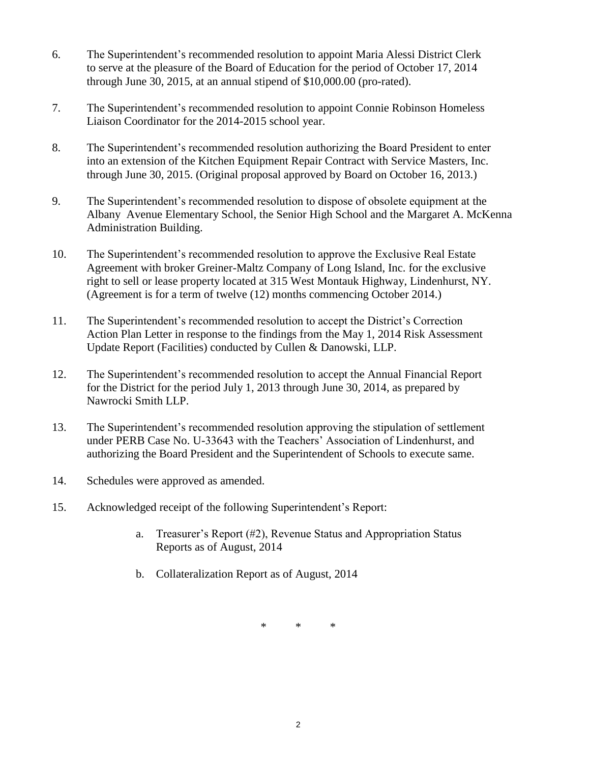6. The Superintendent's recommended resolution to appoint Maria Alessi District Clerk to serve at the pleasure of the Board of Education for the period of October 17, 2014 through June 30, 2015, at an annual stipend of $10,000.00 (pro-rated).

7. The Superintendent's recommended resolution to appoint Connie Robinson Homeless Liaison Coordinator for the 2014-2015 school year.

8. The Superintendent's recommended resolution authorizing the Board President to enter into an extension of the Kitchen Equipment Repair Contract with Service Masters, Inc. through June 30, 2015. (Original proposal approved by Board on October 16, 2013.)

9. The Superintendent's recommended resolution to dispose of obsolete equipment at the Albany Avenue Elementary School, the Senior High School and the Margaret A. McKenna Administration Building.

10. The Superintendent's recommended resolution to approve the Exclusive Real Estate Agreement with broker Greiner-Maltz Company of Long Island, Inc. for the exclusive right to sell or lease property located at 315 West Montauk Highway, Lindenhurst, NY. (Agreement is for a term of twelve (12) months commencing October 2014.)

11. The Superintendent's recommended resolution to accept the District's Correction Action Plan Letter in response to the findings from the May 1, 2014 Risk Assessment Update Report (Facilities) conducted by Cullen & Danowski, LLP.

12. The Superintendent's recommended resolution to accept the Annual Financial Report for the District for the period July 1, 2013 through June 30, 2014, as prepared by Nawrocki Smith LLP.

13. The Superintendent's recommended resolution approving the stipulation of settlement under PERB Case No. U-33643 with the Teachers' Association of Lindenhurst, and authorizing the Board President and the Superintendent of Schools to execute same.

14. Schedules were approved as amended.

15. Acknowledged receipt of the following Superintendent's Report:

    a. Treasurer's Report (#2), Revenue Status and Appropriation Status Reports as of August, 2014

    b. Collateralization Report as of August, 2014

\* \* \*